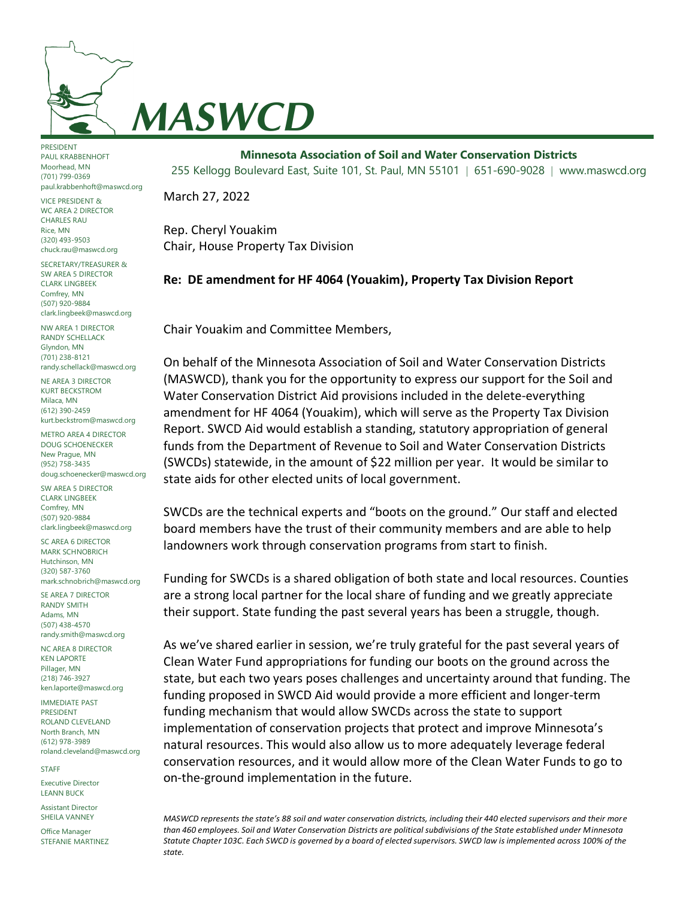# MASWCD

**Minnesota Association of Soil and Water Conservation Districts**

255 Kellogg Boulevard East, Suite 101, St. Paul, MN 55101 | 651-690-9028 | www.maswcd.org

PRESIDENT
PAUL KRABBENHOFT
Moorhead, MN
(701) 799-0369
paul.krabbenhoft@maswcd.org

VICE PRESIDENT &
WC AREA 2 DIRECTOR
CHARLES RAU
Rice, MN
(320) 493-9503
chuck.rau@maswcd.org

SECRETARY/TREASURER &
SW AREA 5 DIRECTOR
CLARK LINGBEEK
Comfrey, MN
(507) 920-9884
clark.lingbeek@maswcd.org

NW AREA 1 DIRECTOR
RANDY SCHELLACK
Glyndon, MN
(701) 238-8121
randy.schellack@maswcd.org

NE AREA 3 DIRECTOR
KURT BECKSTROM
Milaca, MN
(612) 390-2459
kurt.beckstrom@maswcd.org

METRO AREA 4 DIRECTOR
DOUG SCHOENECKER
New Prague, MN
(952) 758-3435
doug.schoenecker@maswcd.org

SW AREA 5 DIRECTOR
CLARK LINGBEEK
Comfrey, MN
(507) 920-9884
clark.lingbeek@maswcd.org

SC AREA 6 DIRECTOR
MARK SCHNOBRICH
Hutchinson, MN
(320) 587-3760
mark.schnobrich@maswcd.org

SE AREA 7 DIRECTOR
RANDY SMITH
Adams, MN
(507) 438-4570
randy.smith@maswcd.org

NC AREA 8 DIRECTOR
KEN LAPORTE
Pillager, MN
(218) 746-3927
ken.laporte@maswcd.org

IMMEDIATE PAST PRESIDENT
ROLAND CLEVELAND
North Branch, MN
(612) 978-3989
roland.cleveland@maswcd.org

STAFF

Executive Director
LEANN BUCK

Assistant Director
SHEILA VANNEY

Office Manager
STEFANIE MARTINEZ

March 27, 2022

Rep. Cheryl Youakim
Chair, House Property Tax Division

**Re: DE amendment for HF 4064 (Youakim), Property Tax Division Report**

Chair Youakim and Committee Members,

On behalf of the Minnesota Association of Soil and Water Conservation Districts (MASWCD), thank you for the opportunity to express our support for the Soil and Water Conservation District Aid provisions included in the delete-everything amendment for HF 4064 (Youakim), which will serve as the Property Tax Division Report. SWCD Aid would establish a standing, statutory appropriation of general funds from the Department of Revenue to Soil and Water Conservation Districts (SWCDs) statewide, in the amount of $22 million per year. It would be similar to state aids for other elected units of local government.

SWCDs are the technical experts and "boots on the ground." Our staff and elected board members have the trust of their community members and are able to help landowners work through conservation programs from start to finish.

Funding for SWCDs is a shared obligation of both state and local resources. Counties are a strong local partner for the local share of funding and we greatly appreciate their support. State funding the past several years has been a struggle, though.

As we've shared earlier in session, we're truly grateful for the past several years of Clean Water Fund appropriations for funding our boots on the ground across the state, but each two years poses challenges and uncertainty around that funding. The funding proposed in SWCD Aid would provide a more efficient and longer-term funding mechanism that would allow SWCDs across the state to support implementation of conservation projects that protect and improve Minnesota's natural resources. This would also allow us to more adequately leverage federal conservation resources, and it would allow more of the Clean Water Funds to go to on-the-ground implementation in the future.

*MASWCD represents the state's 88 soil and water conservation districts, including their 440 elected supervisors and their more than 460 employees. Soil and Water Conservation Districts are political subdivisions of the State established under Minnesota Statute Chapter 103C. Each SWCD is governed by a board of elected supervisors. SWCD law is implemented across 100% of the state.*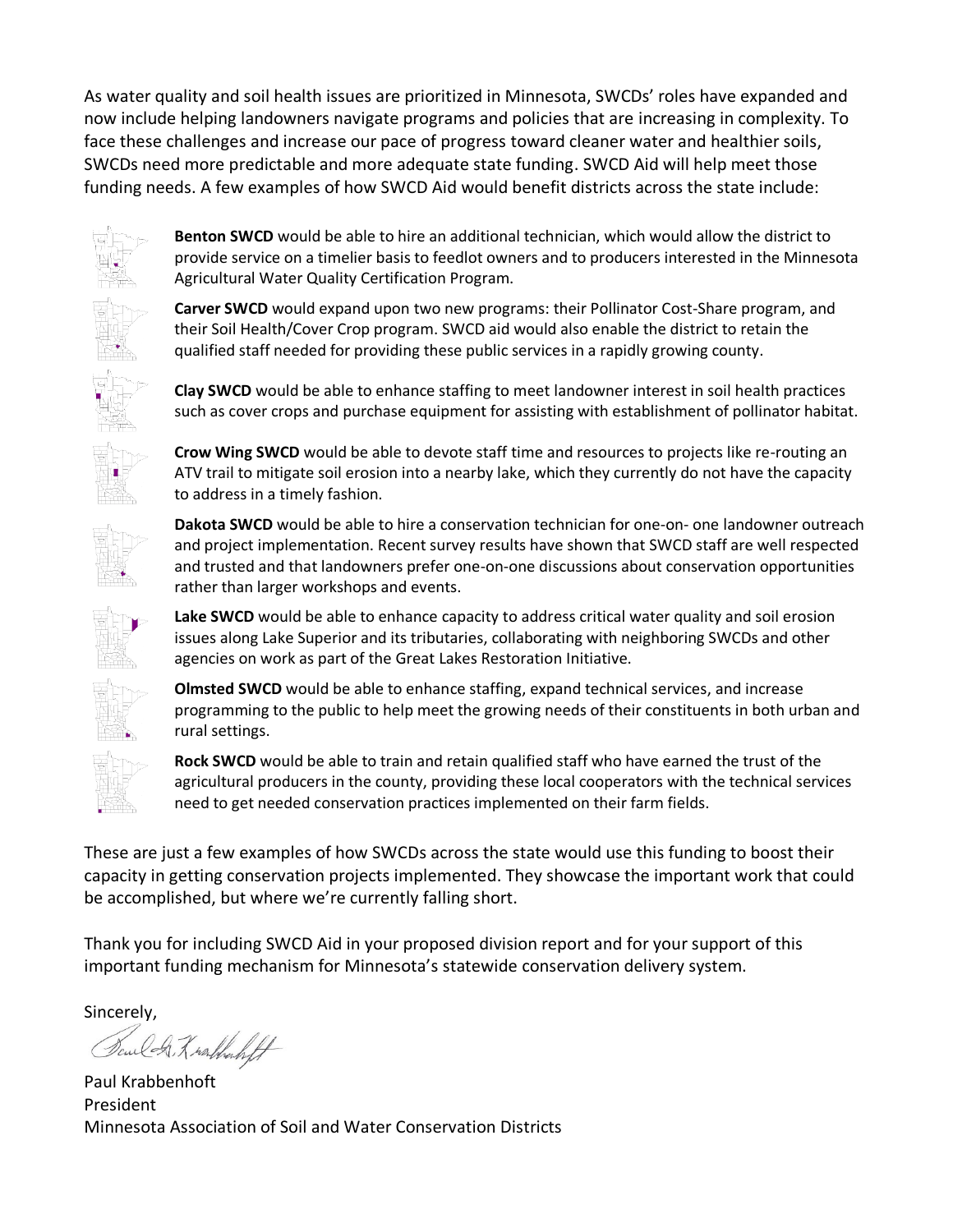As water quality and soil health issues are prioritized in Minnesota, SWCDs' roles have expanded and now include helping landowners navigate programs and policies that are increasing in complexity. To face these challenges and increase our pace of progress toward cleaner water and healthier soils, SWCDs need more predictable and more adequate state funding. SWCD Aid will help meet those funding needs. A few examples of how SWCD Aid would benefit districts across the state include:

**Benton SWCD** would be able to hire an additional technician, which would allow the district to provide service on a timelier basis to feedlot owners and to producers interested in the Minnesota Agricultural Water Quality Certification Program.

**Carver SWCD** would expand upon two new programs: their Pollinator Cost-Share program, and their Soil Health/Cover Crop program. SWCD aid would also enable the district to retain the qualified staff needed for providing these public services in a rapidly growing county.

**Clay SWCD** would be able to enhance staffing to meet landowner interest in soil health practices such as cover crops and purchase equipment for assisting with establishment of pollinator habitat.

**Crow Wing SWCD** would be able to devote staff time and resources to projects like re-routing an ATV trail to mitigate soil erosion into a nearby lake, which they currently do not have the capacity to address in a timely fashion.

**Dakota SWCD** would be able to hire a conservation technician for one-on- one landowner outreach and project implementation. Recent survey results have shown that SWCD staff are well respected and trusted and that landowners prefer one-on-one discussions about conservation opportunities rather than larger workshops and events.

**Lake SWCD** would be able to enhance capacity to address critical water quality and soil erosion issues along Lake Superior and its tributaries, collaborating with neighboring SWCDs and other agencies on work as part of the Great Lakes Restoration Initiative.

**Olmsted SWCD** would be able to enhance staffing, expand technical services, and increase programming to the public to help meet the growing needs of their constituents in both urban and rural settings.

**Rock SWCD** would be able to train and retain qualified staff who have earned the trust of the agricultural producers in the county, providing these local cooperators with the technical services need to get needed conservation practices implemented on their farm fields.

These are just a few examples of how SWCDs across the state would use this funding to boost their capacity in getting conservation projects implemented. They showcase the important work that could be accomplished, but where we're currently falling short.

Thank you for including SWCD Aid in your proposed division report and for your support of this important funding mechanism for Minnesota's statewide conservation delivery system.

Sincerely,

Paul Krabbenhoft
President
Minnesota Association of Soil and Water Conservation Districts